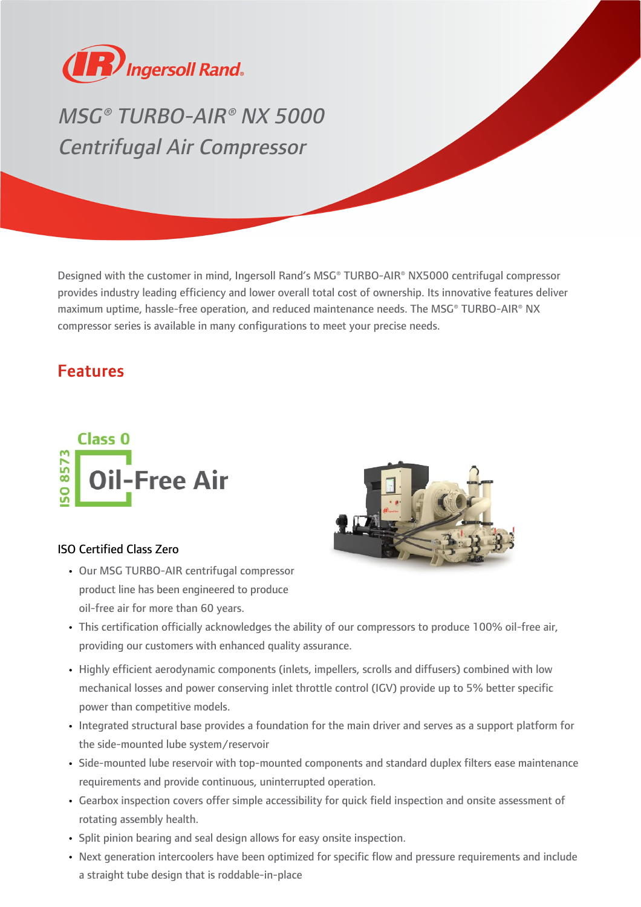# MSG® TURBO-AIR® NX 5000 Centrifugal Air Compressor

Designed with the customer in mind, Ingersoll Rand's MSG® TURBO-AIR® NX5000 centrifugal compressor provides industry leading efficiency and lower overall total cost of ownership. Its innovative features deliver maximum uptime, hassle-free operation, and reduced maintenance needs. The MSG® TURBO-AIR® NX compressor series is available in many configurations to meet your precise needs.

## Features

Class 0
ISO 8573
Oil-Free Air

### ISO Certified Class Zero

- Our MSG TURBO-AIR centrifugal compressor product line has been engineered to produce oil-free air for more than 60 years.
- This certification officially acknowledges the ability of our compressors to produce 100% oil-free air, providing our customers with enhanced quality assurance.
- Highly efficient aerodynamic components (inlets, impellers, scrolls and diffusers) combined with low mechanical losses and power conserving inlet throttle control (IGV) provide up to 5% better specific power than competitive models.
- Integrated structural base provides a foundation for the main driver and serves as a support platform for the side-mounted lube system/reservoir
- Side-mounted lube reservoir with top-mounted components and standard duplex filters ease maintenance requirements and provide continuous, uninterrupted operation.
- Gearbox inspection covers offer simple accessibility for quick field inspection and onsite assessment of rotating assembly health.
- Split pinion bearing and seal design allows for easy onsite inspection.
- Next generation intercoolers have been optimized for specific flow and pressure requirements and include a straight tube design that is roddable-in-place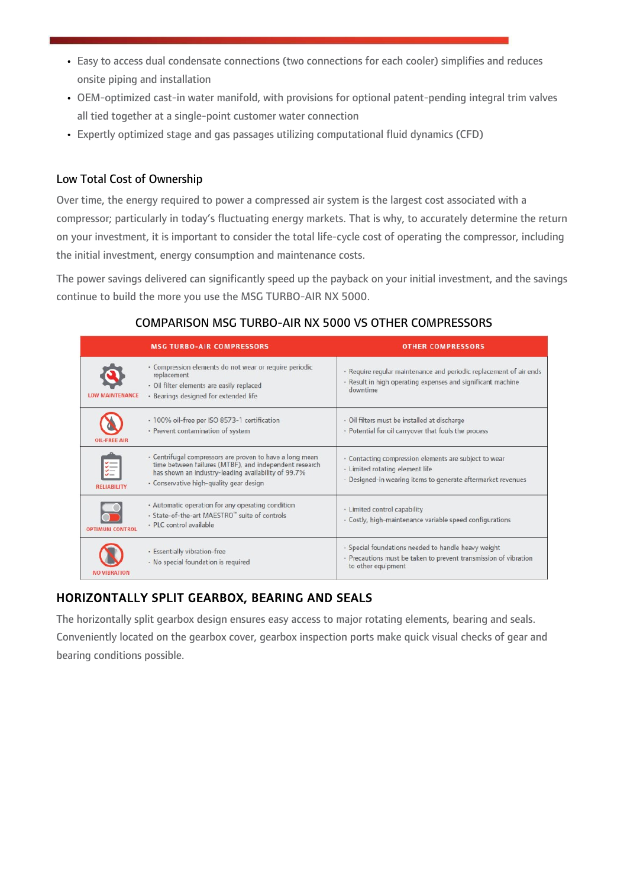- Easy to access dual condensate connections (two connections for each cooler) simplifies and reduces onsite piping and installation
- OEM-optimized cast-in water manifold, with provisions for optional patent-pending integral trim valves all tied together at a single-point customer water connection
- Expertly optimized stage and gas passages utilizing computational fluid dynamics (CFD)

## Low Total Cost of Ownership

Over time, the energy required to power a compressed air system is the largest cost associated with a compressor; particularly in today's fluctuating energy markets. That is why, to accurately determine the return on your investment, it is important to consider the total life-cycle cost of operating the compressor, including the initial investment, energy consumption and maintenance costs.

The power savings delivered can significantly speed up the payback on your initial investment, and the savings continue to build the more you use the MSG TURBO-AIR NX 5000.

### COMPARISON MSG TURBO-AIR NX 5000 VS OTHER COMPRESSORS

| | MSG TURBO-AIR COMPRESSORS | OTHER COMPRESSORS |
|---|---|---|
| LOW MAINTENANCE | • Compression elements do not wear or require periodic replacement<br>• Oil filter elements are easily replaced<br>• Bearings designed for extended life | · Require regular maintenance and periodic replacement of air ends<br>· Result in high operating expenses and significant machine downtime |
| OIL-FREE AIR | • 100% oil-free per ISO 8573-1 certification<br>• Prevent contamination of system | · Oil filters must be installed at discharge<br>· Potential for oil carryover that fouls the process |
| RELIABILITY | • Centrifugal compressors are proven to have a long mean time between failures (MTBF), and independent research has shown an industry-leading availability of 99.7%<br>• Conservative high-quality gear design | · Contacting compression elements are subject to wear<br>· Limited rotating element life<br>· Designed-in wearing items to generate aftermarket revenues |
| OPTIMUM CONTROL | • Automatic operation for any operating condition<br>• State-of-the-art MAESTRO™ suite of controls<br>• PLC control available | · Limited control capability<br>· Costly, high-maintenance variable speed configurations |
| NO VIBRATION | • Essentially vibration-free<br>• No special foundation is required | · Special foundations needed to handle heavy weight<br>· Precautions must be taken to prevent transmission of vibration to other equipment |

## HORIZONTALLY SPLIT GEARBOX, BEARING AND SEALS

The horizontally split gearbox design ensures easy access to major rotating elements, bearing and seals. Conveniently located on the gearbox cover, gearbox inspection ports make quick visual checks of gear and bearing conditions possible.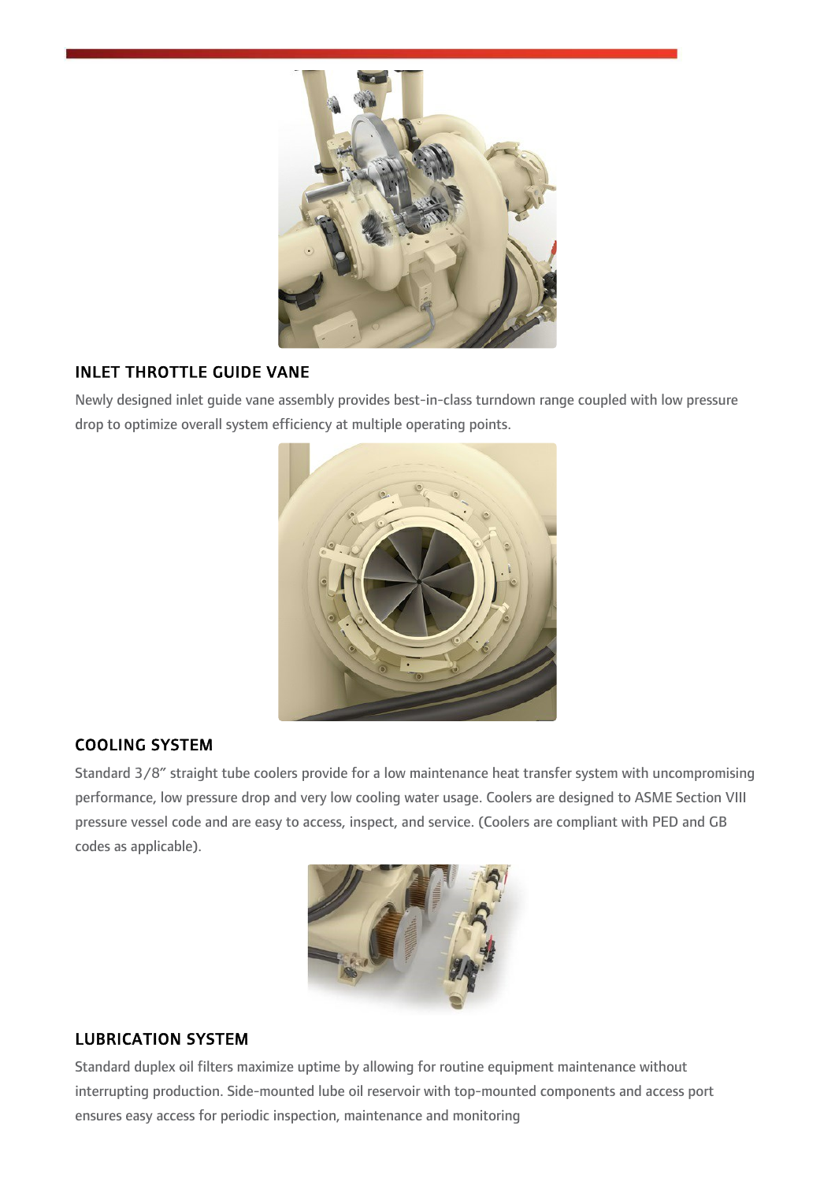## INLET THROTTLE GUIDE VANE

Newly designed inlet guide vane assembly provides best-in-class turndown range coupled with low pressure drop to optimize overall system efficiency at multiple operating points.

## COOLING SYSTEM

Standard 3/8" straight tube coolers provide for a low maintenance heat transfer system with uncompromising performance, low pressure drop and very low cooling water usage. Coolers are designed to ASME Section VIII pressure vessel code and are easy to access, inspect, and service. (Coolers are compliant with PED and GB codes as applicable).

## LUBRICATION SYSTEM

Standard duplex oil filters maximize uptime by allowing for routine equipment maintenance without interrupting production. Side-mounted lube oil reservoir with top-mounted components and access port ensures easy access for periodic inspection, maintenance and monitoring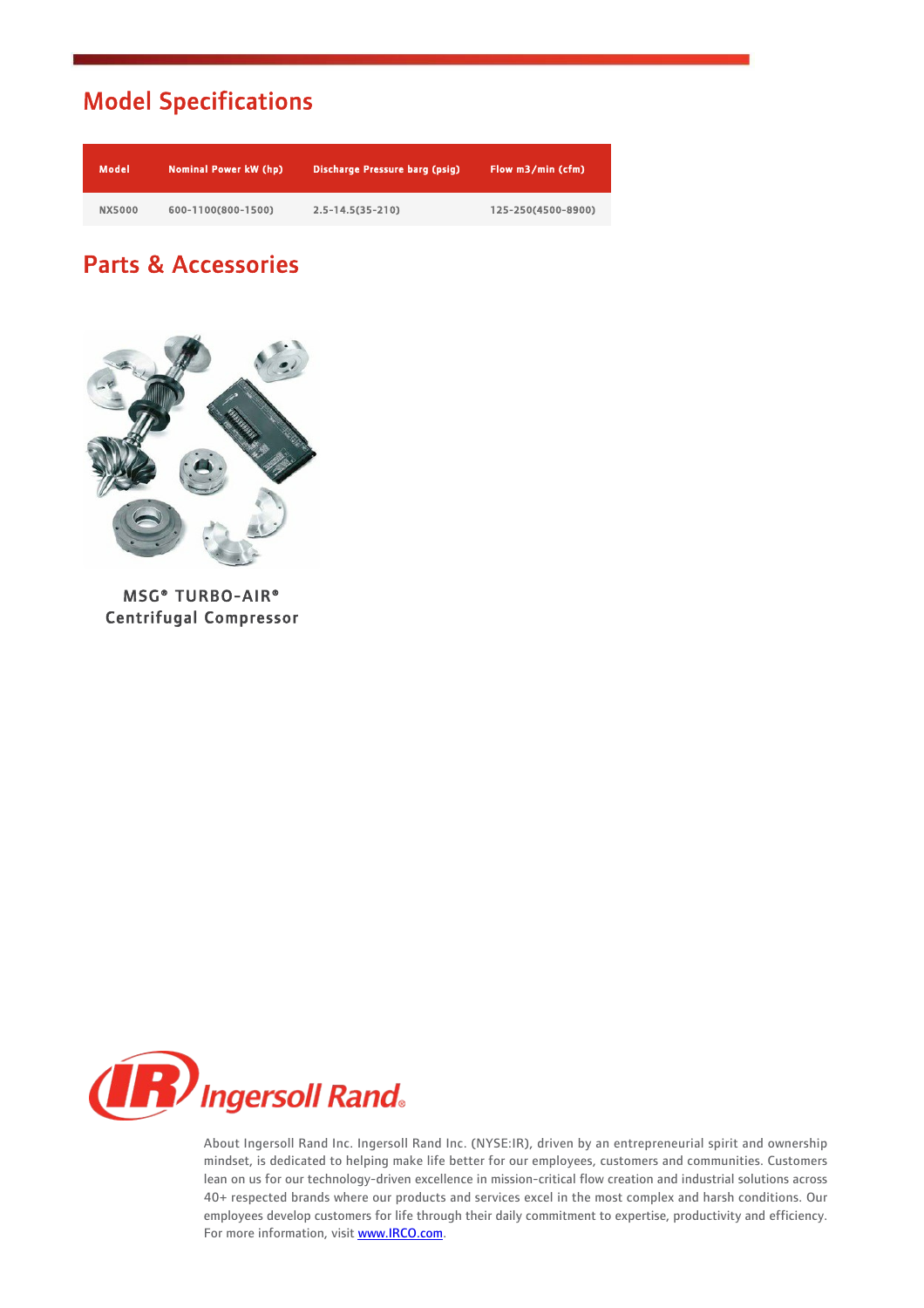## Model Specifications

| Model | Nominal Power kW (hp) | Discharge Pressure barg (psig) | Flow m3/min (cfm) |
|---|---|---|---|
| NX5000 | 600-1100(800-1500) | 2.5-14.5(35-210) | 125-250(4500-8900) |

## Parts & Accessories

MSG® TURBO-AIR®
Centrifugal Compressor

Ingersoll Rand

About Ingersoll Rand Inc. Ingersoll Rand Inc. (NYSE:IR), driven by an entrepreneurial spirit and ownership mindset, is dedicated to helping make life better for our employees, customers and communities. Customers lean on us for our technology-driven excellence in mission-critical flow creation and industrial solutions across 40+ respected brands where our products and services excel in the most complex and harsh conditions. Our employees develop customers for life through their daily commitment to expertise, productivity and efficiency. For more information, visit www.IRCO.com.